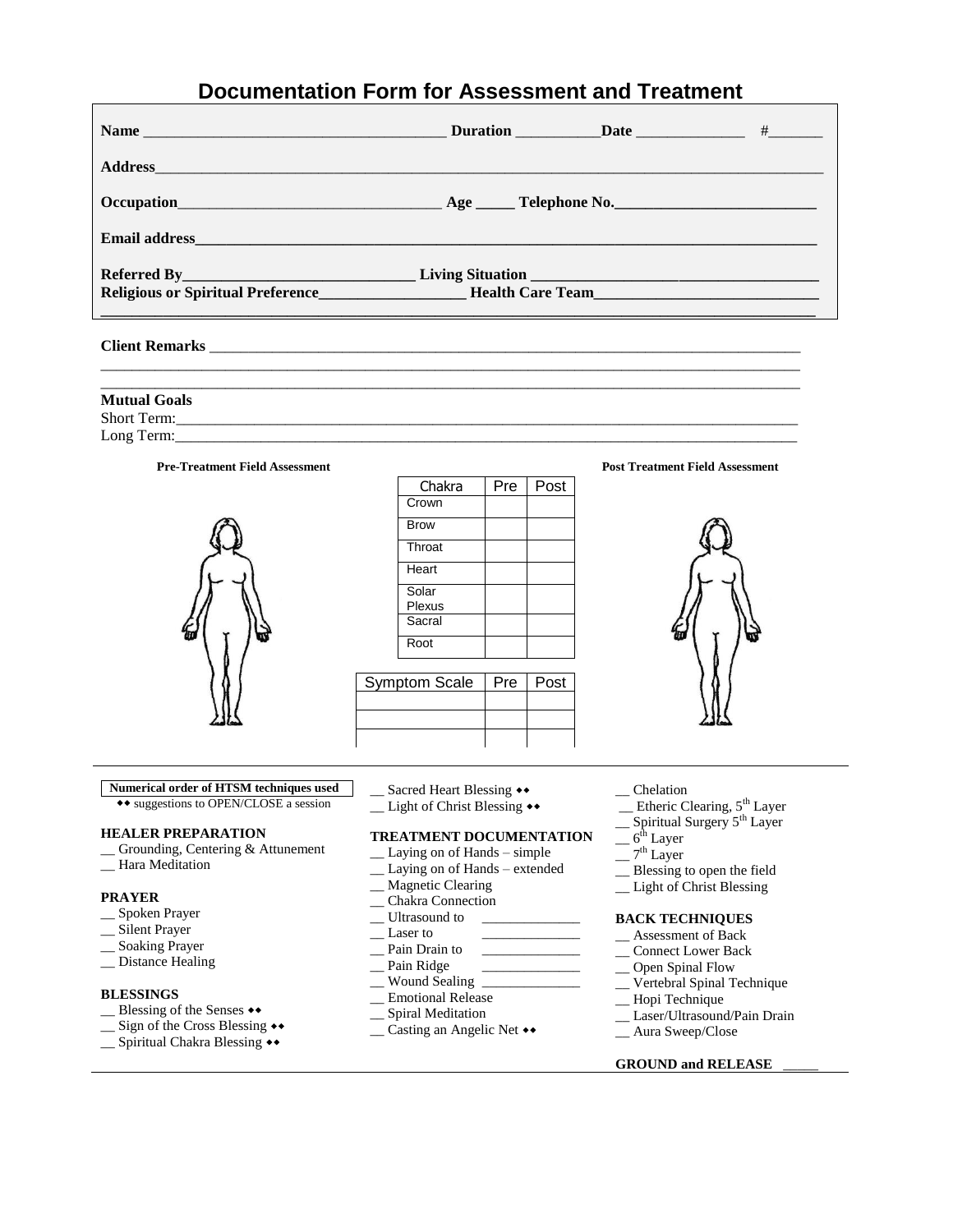# Documentation Form for Assessment and Treatment

**Name** ______________________________________ **Duration** ___________ **Date** ______________ #_______

**Address**____________________________________________________________________________________

**Occupation**_________________________________ **Age** _____ **Telephone No.**__________________________

**Email address**________________________________________________________________________________

**Referred By**_____________________________ **Living Situation** ____________________________________

**Religious or Spiritual Preference**__________________ **Health Care Team**_____________________________

_____________________________________________________________________________________________

**Client Remarks** ______________________________________________________________________________

_____________________________________________________________________________________________

_____________________________________________________________________________________________

**Mutual Goals**

Short Term:_________________________________________________________________________________

Long Term:__________________________________________________________________________________

**Pre-Treatment Field Assessment**

**Post Treatment Field Assessment**

| Chakra | Pre | Post |
|---|---|---|
| Crown | | |
| Brow | | |
| Throat | | |
| Heart | | |
| Solar Plexus | | |
| Sacral | | |
| Root | | |

| Symptom Scale | Pre | Post |
|---|---|---|
| | | |
| | | |
| | | |

**Numerical order of HTSM techniques used**

◆◆ suggestions to OPEN/CLOSE a session

**HEALER PREPARATION**

__ Grounding, Centering & Attunement
__ Hara Meditation

**PRAYER**

__ Spoken Prayer
__ Silent Prayer
__ Soaking Prayer
__ Distance Healing

**BLESSINGS**

__ Blessing of the Senses ◆◆
__ Sign of the Cross Blessing ◆◆
__ Spiritual Chakra Blessing ◆◆
__ Sacred Heart Blessing ◆◆
__ Light of Christ Blessing ◆◆

**TREATMENT DOCUMENTATION**

__ Laying on of Hands – simple
__ Laying on of Hands – extended
__ Magnetic Clearing
__ Chakra Connection
__ Ultrasound to ______________
__ Laser to ______________
__ Pain Drain to ______________
__ Pain Ridge ______________
__ Wound Sealing ______________
__ Emotional Release
__ Spiral Meditation
__ Casting an Angelic Net ◆◆
__ Chelation
__ Etheric Clearing, 5th Layer
__ Spiritual Surgery 5th Layer
__ 6th Layer
__ 7th Layer
__ Blessing to open the field
__ Light of Christ Blessing

**BACK TECHNIQUES**

__ Assessment of Back
__ Connect Lower Back
__ Open Spinal Flow
__ Vertebral Spinal Technique
__ Hopi Technique
__ Laser/Ultrasound/Pain Drain
__ Aura Sweep/Close

**GROUND and RELEASE** _____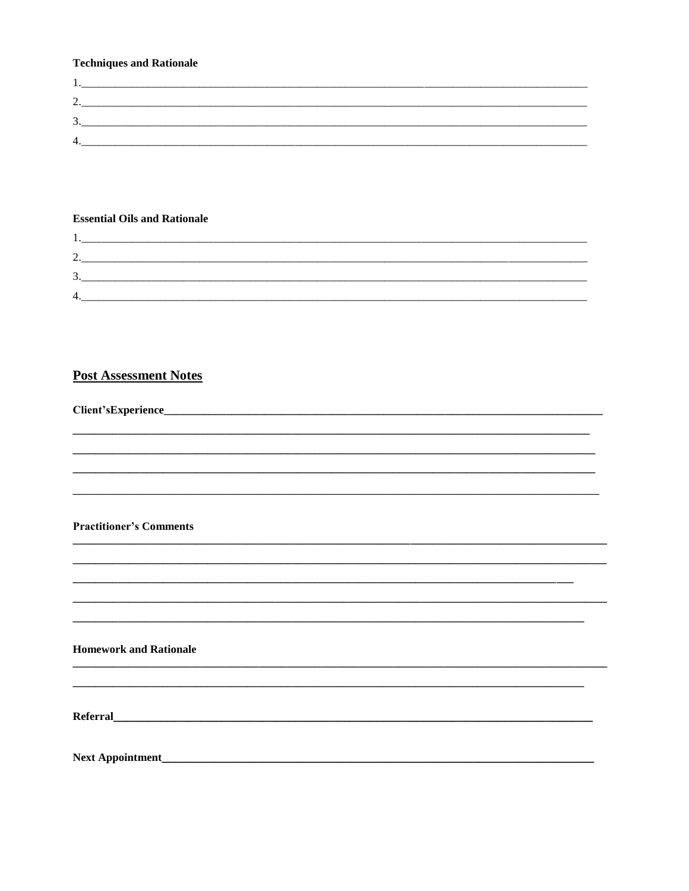**Techniques and Rationale**

1.____________________________________________________________________________________

2.____________________________________________________________________________________

3.____________________________________________________________________________________

4.____________________________________________________________________________________

**Essential Oils and Rationale**

1.____________________________________________________________________________________

2.____________________________________________________________________________________

3.____________________________________________________________________________________

4.____________________________________________________________________________________

## Post Assessment Notes

**Client'sExperience**__________________________________________________________________________

_____________________________________________________________________________________

_____________________________________________________________________________________

_____________________________________________________________________________________

_____________________________________________________________________________________

**Practitioner's Comments**

_____________________________________________________________________________________

_____________________________________________________________________________________

_____________________________________________________________________________________

_____________________________________________________________________________________

_____________________________________________________________________________________

**Homework and Rationale**

_____________________________________________________________________________________

_____________________________________________________________________________________

**Referral**_________________________________________________________________________________

**Next Appointment**_________________________________________________________________________